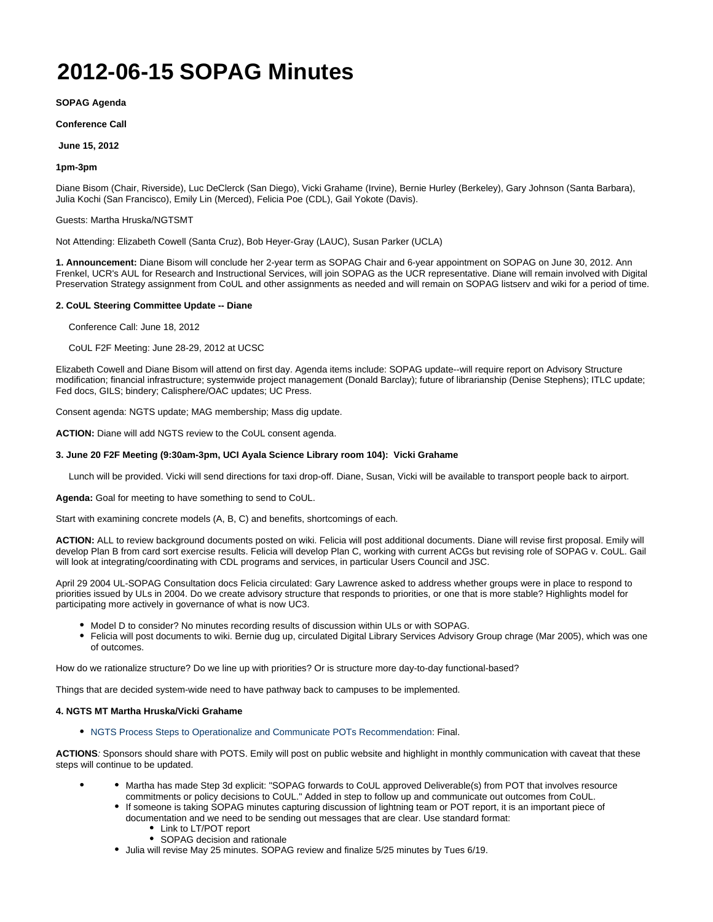# 2012-06-15 SOPAG Minutes

**SOPAG Agenda**

**Conference Call**

**June 15, 2012**

**1pm-3pm**

Diane Bisom (Chair, Riverside), Luc DeClerck (San Diego), Vicki Grahame (Irvine), Bernie Hurley (Berkeley), Gary Johnson (Santa Barbara), Julia Kochi (San Francisco), Emily Lin (Merced), Felicia Poe (CDL), Gail Yokote (Davis).

Guests: Martha Hruska/NGTSMT

Not Attending: Elizabeth Cowell (Santa Cruz), Bob Heyer-Gray (LAUC), Susan Parker (UCLA)

**1. Announcement:** Diane Bisom will conclude her 2-year term as SOPAG Chair and 6-year appointment on SOPAG on June 30, 2012. Ann Frenkel, UCR's AUL for Research and Instructional Services, will join SOPAG as the UCR representative. Diane will remain involved with Digital Preservation Strategy assignment from CoUL and other assignments as needed and will remain on SOPAG listserv and wiki for a period of time.

**2. CoUL Steering Committee Update -- Diane**

Conference Call: June 18, 2012

CoUL F2F Meeting: June 28-29, 2012 at UCSC

Elizabeth Cowell and Diane Bisom will attend on first day. Agenda items include: SOPAG update--will require report on Advisory Structure modification; financial infrastructure; systemwide project management (Donald Barclay); future of librarianship (Denise Stephens); ITLC update; Fed docs, GILS; bindery; Calisphere/OAC updates; UC Press.

Consent agenda: NGTS update; MAG membership; Mass dig update.

**ACTION:** Diane will add NGTS review to the CoUL consent agenda.

**3. June 20 F2F Meeting (9:30am-3pm, UCI Ayala Science Library room 104): Vicki Grahame**

Lunch will be provided. Vicki will send directions for taxi drop-off. Diane, Susan, Vicki will be available to transport people back to airport.

**Agenda:** Goal for meeting to have something to send to CoUL.

Start with examining concrete models (A, B, C) and benefits, shortcomings of each.

**ACTION:** ALL to review background documents posted on wiki. Felicia will post additional documents. Diane will revise first proposal. Emily will develop Plan B from card sort exercise results. Felicia will develop Plan C, working with current ACGs but revising role of SOPAG v. CoUL. Gail will look at integrating/coordinating with CDL programs and services, in particular Users Council and JSC.

April 29 2004 UL-SOPAG Consultation docs Felicia circulated: Gary Lawrence asked to address whether groups were in place to respond to priorities issued by ULs in 2004. Do we create advisory structure that responds to priorities, or one that is more stable? Highlights model for participating more actively in governance of what is now UC3.

- Model D to consider? No minutes recording results of discussion within ULs or with SOPAG.
- Felicia will post documents to wiki. Bernie dug up, circulated Digital Library Services Advisory Group chrage (Mar 2005), which was one of outcomes.

How do we rationalize structure? Do we line up with priorities? Or is structure more day-to-day functional-based?

Things that are decided system-wide need to have pathway back to campuses to be implemented.

**4. NGTS MT Martha Hruska/Vicki Grahame**

- NGTS Process Steps to Operationalize and Communicate POTs Recommendation: Final.

**ACTIONS***:* Sponsors should share with POTS. Emily will post on public website and highlight in monthly communication with caveat that these steps will continue to be updated.

- - Martha has made Step 3d explicit: "SOPAG forwards to CoUL approved Deliverable(s) from POT that involves resource commitments or policy decisions to CoUL." Added in step to follow up and communicate out outcomes from CoUL.
  - If someone is taking SOPAG minutes capturing discussion of lightning team or POT report, it is an important piece of documentation and we need to be sending out messages that are clear. Use standard format:
    - Link to LT/POT report
    - SOPAG decision and rationale
  - Julia will revise May 25 minutes. SOPAG review and finalize 5/25 minutes by Tues 6/19.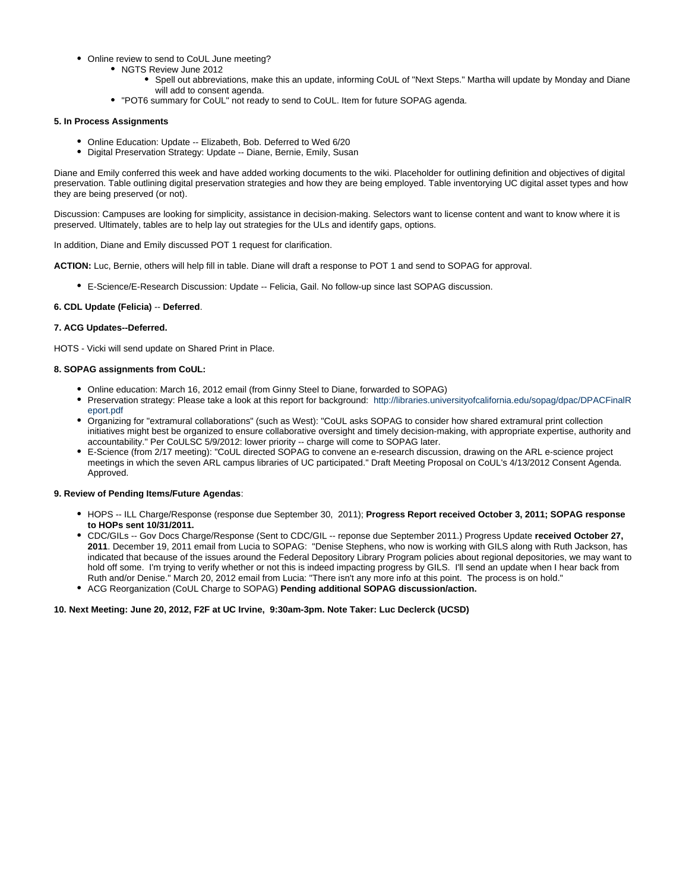- Online review to send to CoUL June meeting?
  - NGTS Review June 2012
    - Spell out abbreviations, make this an update, informing CoUL of "Next Steps." Martha will update by Monday and Diane will add to consent agenda.
  - "POT6 summary for CoUL" not ready to send to CoUL. Item for future SOPAG agenda.

**5. In Process Assignments**

- Online Education: Update -- Elizabeth, Bob. Deferred to Wed 6/20
- Digital Preservation Strategy: Update -- Diane, Bernie, Emily, Susan

Diane and Emily conferred this week and have added working documents to the wiki. Placeholder for outlining definition and objectives of digital preservation. Table outlining digital preservation strategies and how they are being employed. Table inventorying UC digital asset types and how they are being preserved (or not).

Discussion: Campuses are looking for simplicity, assistance in decision-making. Selectors want to license content and want to know where it is preserved. Ultimately, tables are to help lay out strategies for the ULs and identify gaps, options.

In addition, Diane and Emily discussed POT 1 request for clarification.

**ACTION:** Luc, Bernie, others will help fill in table. Diane will draft a response to POT 1 and send to SOPAG for approval.

- E-Science/E-Research Discussion: Update -- Felicia, Gail. No follow-up since last SOPAG discussion.

**6. CDL Update (Felicia)** -- **Deferred**.

**7. ACG Updates--Deferred.**

HOTS - Vicki will send update on Shared Print in Place.

**8. SOPAG assignments from CoUL:**

- Online education: March 16, 2012 email (from Ginny Steel to Diane, forwarded to SOPAG)
- Preservation strategy: Please take a look at this report for background: http://libraries.universityofcalifornia.edu/sopag/dpac/DPACFinalReport.pdf
- Organizing for "extramural collaborations" (such as West): "CoUL asks SOPAG to consider how shared extramural print collection initiatives might best be organized to ensure collaborative oversight and timely decision-making, with appropriate expertise, authority and accountability." Per CoULSC 5/9/2012: lower priority -- charge will come to SOPAG later.
- E-Science (from 2/17 meeting): "CoUL directed SOPAG to convene an e-research discussion, drawing on the ARL e-science project meetings in which the seven ARL campus libraries of UC participated." Draft Meeting Proposal on CoUL's 4/13/2012 Consent Agenda. Approved.

**9. Review of Pending Items/Future Agendas**:

- HOPS -- ILL Charge/Response (response due September 30, 2011); **Progress Report received October 3, 2011; SOPAG response to HOPs sent 10/31/2011.**
- CDC/GILs -- Gov Docs Charge/Response (Sent to CDC/GIL -- reponse due September 2011.) Progress Update **received October 27, 2011**. December 19, 2011 email from Lucia to SOPAG: "Denise Stephens, who now is working with GILS along with Ruth Jackson, has indicated that because of the issues around the Federal Depository Library Program policies about regional depositories, we may want to hold off some. I'm trying to verify whether or not this is indeed impacting progress by GILS. I'll send an update when I hear back from Ruth and/or Denise." March 20, 2012 email from Lucia: "There isn't any more info at this point. The process is on hold."
- ACG Reorganization (CoUL Charge to SOPAG) **Pending additional SOPAG discussion/action.**

**10. Next Meeting: June 20, 2012, F2F at UC Irvine, 9:30am-3pm. Note Taker: Luc Declerck (UCSD)**